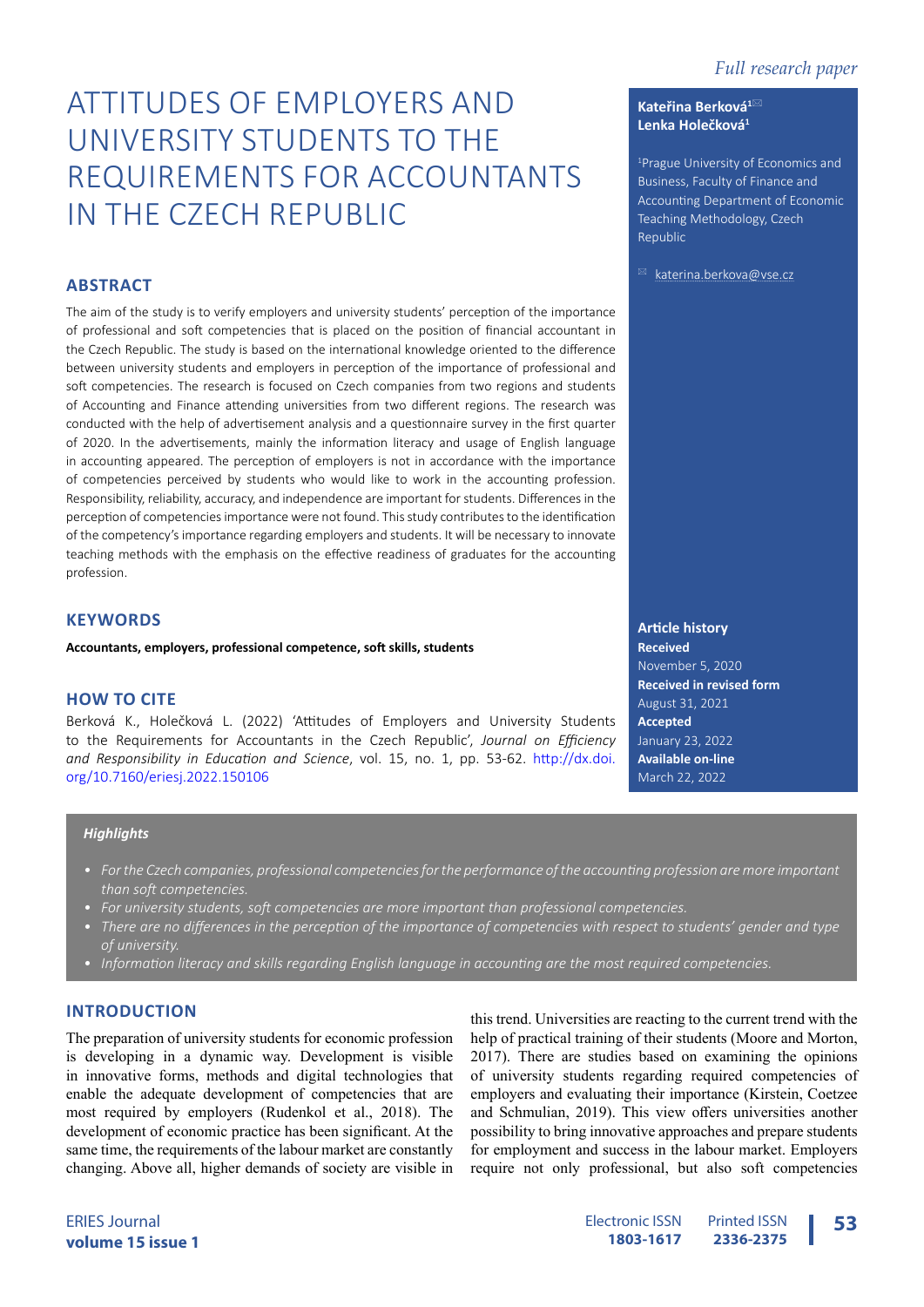*Full research paper*

# ATTITUDES OF EMPLOYERS AND UNIVERSITY STUDENTS TO THE REQUIREMENTS FOR ACCOUNTANTS IN THE CZECH REPUBLIC

**Kateřina Berková[1]✉**
**Lenka Holečková[1]**

[1]Prague University of Economics and Business, Faculty of Finance and Accounting Department of Economic Teaching Methodology, Czech Republic

✉ katerina.berkova@vse.cz

## ABSTRACT

The aim of the study is to verify employers and university students' perception of the importance of professional and soft competencies that is placed on the position of financial accountant in the Czech Republic. The study is based on the international knowledge oriented to the difference between university students and employers in perception of the importance of professional and soft competencies. The research is focused on Czech companies from two regions and students of Accounting and Finance attending universities from two different regions. The research was conducted with the help of advertisement analysis and a questionnaire survey in the first quarter of 2020. In the advertisements, mainly the information literacy and usage of English language in accounting appeared. The perception of employers is not in accordance with the importance of competencies perceived by students who would like to work in the accounting profession. Responsibility, reliability, accuracy, and independence are important for students. Differences in the perception of competencies importance were not found. This study contributes to the identification of the competency's importance regarding employers and students. It will be necessary to innovate teaching methods with the emphasis on the effective readiness of graduates for the accounting profession.

## KEYWORDS

**Accountants, employers, professional competence, soft skills, students**

## HOW TO CITE

Berková K., Holečková L. (2022) 'Attitudes of Employers and University Students to the Requirements for Accountants in the Czech Republic', *Journal on Efficiency and Responsibility in Education and Science*, vol. 15, no. 1, pp. 53-62. http://dx.doi.org/10.7160/eriesj.2022.150106

**Article history**
**Received**
November 5, 2020
**Received in revised form**
August 31, 2021
**Accepted**
January 23, 2022
**Available on-line**
March 22, 2022

***Highlights***

- *For the Czech companies, professional competencies for the performance of the accounting profession are more important than soft competencies.*
- *For university students, soft competencies are more important than professional competencies.*
- *There are no differences in the perception of the importance of competencies with respect to students' gender and type of university.*
- *Information literacy and skills regarding English language in accounting are the most required competencies.*

## INTRODUCTION

The preparation of university students for economic profession is developing in a dynamic way. Development is visible in innovative forms, methods and digital technologies that enable the adequate development of competencies that are most required by employers (Rudenkol et al., 2018). The development of economic practice has been significant. At the same time, the requirements of the labour market are constantly changing. Above all, higher demands of society are visible in this trend. Universities are reacting to the current trend with the help of practical training of their students (Moore and Morton, 2017). There are studies based on examining the opinions of university students regarding required competencies of employers and evaluating their importance (Kirstein, Coetzee and Schmulian, 2019). This view offers universities another possibility to bring innovative approaches and prepare students for employment and success in the labour market. Employers require not only professional, but also soft competencies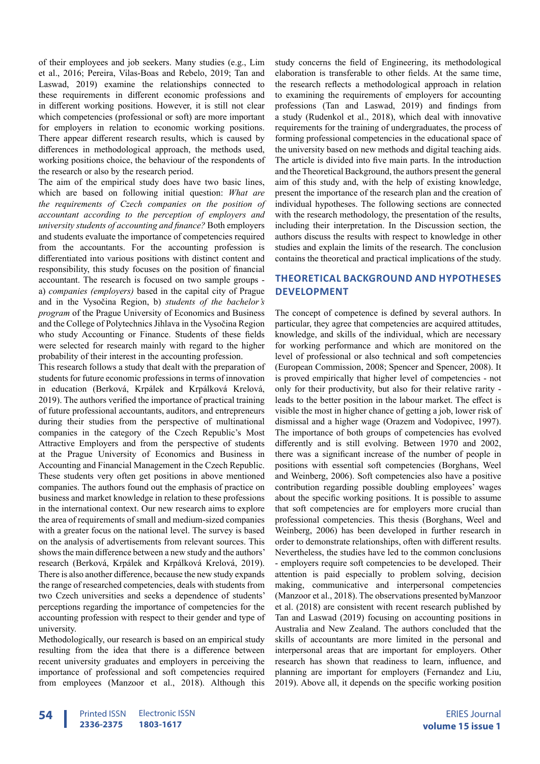of their employees and job seekers. Many studies (e.g., Lim et al., 2016; Pereira, Vilas-Boas and Rebelo, 2019; Tan and Laswad, 2019) examine the relationships connected to these requirements in different economic professions and in different working positions. However, it is still not clear which competencies (professional or soft) are more important for employers in relation to economic working positions. There appear different research results, which is caused by differences in methodological approach, the methods used, working positions choice, the behaviour of the respondents of the research or also by the research period.

The aim of the empirical study does have two basic lines, which are based on following initial question: *What are the requirements of Czech companies on the position of accountant according to the perception of employers and university students of accounting and finance?* Both employers and students evaluate the importance of competencies required from the accountants. For the accounting profession is differentiated into various positions with distinct content and responsibility, this study focuses on the position of financial accountant. The research is focused on two sample groups - a) *companies (employers)* based in the capital city of Prague and in the Vysočina Region, b) *students of the bachelor's program* of the Prague University of Economics and Business and the College of Polytechnics Jihlava in the Vysočina Region who study Accounting or Finance. Students of these fields were selected for research mainly with regard to the higher probability of their interest in the accounting profession.

This research follows a study that dealt with the preparation of students for future economic professions in terms of innovation in education (Berková, Krpálek and Krpálková Krelová, 2019). The authors verified the importance of practical training of future professional accountants, auditors, and entrepreneurs during their studies from the perspective of multinational companies in the category of the Czech Republic's Most Attractive Employers and from the perspective of students at the Prague University of Economics and Business in Accounting and Financial Management in the Czech Republic. These students very often get positions in above mentioned companies. The authors found out the emphasis of practice on business and market knowledge in relation to these professions in the international context. Our new research aims to explore the area of requirements of small and medium-sized companies with a greater focus on the national level. The survey is based on the analysis of advertisements from relevant sources. This shows the main difference between a new study and the authors' research (Berková, Krpálek and Krpálková Krelová, 2019). There is also another difference, because the new study expands the range of researched competencies, deals with students from two Czech universities and seeks a dependence of students' perceptions regarding the importance of competencies for the accounting profession with respect to their gender and type of university.

Methodologically, our research is based on an empirical study resulting from the idea that there is a difference between recent university graduates and employers in perceiving the importance of professional and soft competencies required from employees (Manzoor et al., 2018). Although this study concerns the field of Engineering, its methodological elaboration is transferable to other fields. At the same time, the research reflects a methodological approach in relation to examining the requirements of employers for accounting professions (Tan and Laswad, 2019) and findings from a study (Rudenkol et al., 2018), which deal with innovative requirements for the training of undergraduates, the process of forming professional competencies in the educational space of the university based on new methods and digital teaching aids. The article is divided into five main parts. In the introduction and the Theoretical Background, the authors present the general aim of this study and, with the help of existing knowledge, present the importance of the research plan and the creation of individual hypotheses. The following sections are connected with the research methodology, the presentation of the results, including their interpretation. In the Discussion section, the authors discuss the results with respect to knowledge in other studies and explain the limits of the research. The conclusion contains the theoretical and practical implications of the study.

## THEORETICAL BACKGROUND AND HYPOTHESES DEVELOPMENT

The concept of competence is defined by several authors. In particular, they agree that competencies are acquired attitudes, knowledge, and skills of the individual, which are necessary for working performance and which are monitored on the level of professional or also technical and soft competencies (European Commission, 2008; Spencer and Spencer, 2008). It is proved empirically that higher level of competencies - not only for their productivity, but also for their relative rarity - leads to the better position in the labour market. The effect is visible the most in higher chance of getting a job, lower risk of dismissal and a higher wage (Orazem and Vodopivec, 1997). The importance of both groups of competencies has evolved differently and is still evolving. Between 1970 and 2002, there was a significant increase of the number of people in positions with essential soft competencies (Borghans, Weel and Weinberg, 2006). Soft competencies also have a positive contribution regarding possible doubling employees' wages about the specific working positions. It is possible to assume that soft competencies are for employers more crucial than professional competencies. This thesis (Borghans, Weel and Weinberg, 2006) has been developed in further research in order to demonstrate relationships, often with different results. Nevertheless, the studies have led to the common conclusions - employers require soft competencies to be developed. Their attention is paid especially to problem solving, decision making, communicative and interpersonal competencies (Manzoor et al., 2018). The observations presented byManzoor et al. (2018) are consistent with recent research published by Tan and Laswad (2019) focusing on accounting positions in Australia and New Zealand. The authors concluded that the skills of accountants are more limited in the personal and interpersonal areas that are important for employers. Other research has shown that readiness to learn, influence, and planning are important for employers (Fernandez and Liu, 2019). Above all, it depends on the specific working position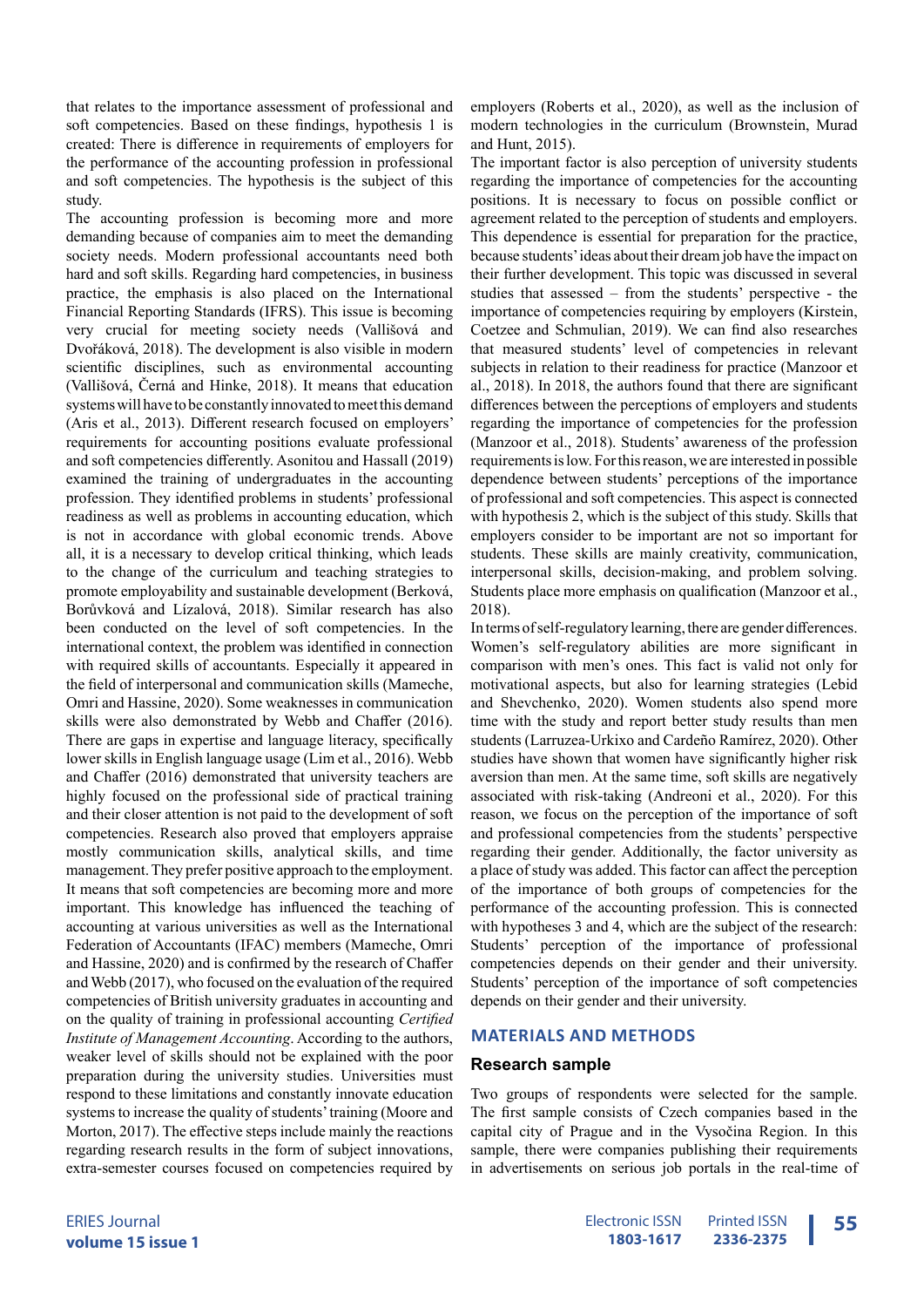that relates to the importance assessment of professional and soft competencies. Based on these findings, hypothesis 1 is created: There is difference in requirements of employers for the performance of the accounting profession in professional and soft competencies. The hypothesis is the subject of this study.

The accounting profession is becoming more and more demanding because of companies aim to meet the demanding society needs. Modern professional accountants need both hard and soft skills. Regarding hard competencies, in business practice, the emphasis is also placed on the International Financial Reporting Standards (IFRS). This issue is becoming very crucial for meeting society needs (Vallišová and Dvořáková, 2018). The development is also visible in modern scientific disciplines, such as environmental accounting (Vallišová, Černá and Hinke, 2018). It means that education systems will have to be constantly innovated to meet this demand (Aris et al., 2013). Different research focused on employers' requirements for accounting positions evaluate professional and soft competencies differently. Asonitou and Hassall (2019) examined the training of undergraduates in the accounting profession. They identified problems in students' professional readiness as well as problems in accounting education, which is not in accordance with global economic trends. Above all, it is a necessary to develop critical thinking, which leads to the change of the curriculum and teaching strategies to promote employability and sustainable development (Berková, Borůvková and Lízalová, 2018). Similar research has also been conducted on the level of soft competencies. In the international context, the problem was identified in connection with required skills of accountants. Especially it appeared in the field of interpersonal and communication skills (Mameche, Omri and Hassine, 2020). Some weaknesses in communication skills were also demonstrated by Webb and Chaffer (2016). There are gaps in expertise and language literacy, specifically lower skills in English language usage (Lim et al., 2016). Webb and Chaffer (2016) demonstrated that university teachers are highly focused on the professional side of practical training and their closer attention is not paid to the development of soft competencies. Research also proved that employers appraise mostly communication skills, analytical skills, and time management. They prefer positive approach to the employment. It means that soft competencies are becoming more and more important. This knowledge has influenced the teaching of accounting at various universities as well as the International Federation of Accountants (IFAC) members (Mameche, Omri and Hassine, 2020) and is confirmed by the research of Chaffer and Webb (2017), who focused on the evaluation of the required competencies of British university graduates in accounting and on the quality of training in professional accounting *Certified Institute of Management Accounting*. According to the authors, weaker level of skills should not be explained with the poor preparation during the university studies. Universities must respond to these limitations and constantly innovate education systems to increase the quality of students' training (Moore and Morton, 2017). The effective steps include mainly the reactions regarding research results in the form of subject innovations, extra-semester courses focused on competencies required by employers (Roberts et al., 2020), as well as the inclusion of modern technologies in the curriculum (Brownstein, Murad and Hunt, 2015).

The important factor is also perception of university students regarding the importance of competencies for the accounting positions. It is necessary to focus on possible conflict or agreement related to the perception of students and employers. This dependence is essential for preparation for the practice, because students' ideas about their dream job have the impact on their further development. This topic was discussed in several studies that assessed – from the students' perspective - the importance of competencies requiring by employers (Kirstein, Coetzee and Schmulian, 2019). We can find also researches that measured students' level of competencies in relevant subjects in relation to their readiness for practice (Manzoor et al., 2018). In 2018, the authors found that there are significant differences between the perceptions of employers and students regarding the importance of competencies for the profession (Manzoor et al., 2018). Students' awareness of the profession requirements is low. For this reason, we are interested in possible dependence between students' perceptions of the importance of professional and soft competencies. This aspect is connected with hypothesis 2, which is the subject of this study. Skills that employers consider to be important are not so important for students. These skills are mainly creativity, communication, interpersonal skills, decision-making, and problem solving. Students place more emphasis on qualification (Manzoor et al., 2018).

In terms of self-regulatory learning, there are gender differences. Women's self-regulatory abilities are more significant in comparison with men's ones. This fact is valid not only for motivational aspects, but also for learning strategies (Lebid and Shevchenko, 2020). Women students also spend more time with the study and report better study results than men students (Larruzea-Urkixo and Cardeño Ramírez, 2020). Other studies have shown that women have significantly higher risk aversion than men. At the same time, soft skills are negatively associated with risk-taking (Andreoni et al., 2020). For this reason, we focus on the perception of the importance of soft and professional competencies from the students' perspective regarding their gender. Additionally, the factor university as a place of study was added. This factor can affect the perception of the importance of both groups of competencies for the performance of the accounting profession. This is connected with hypotheses 3 and 4, which are the subject of the research: Students' perception of the importance of professional competencies depends on their gender and their university. Students' perception of the importance of soft competencies depends on their gender and their university.

## MATERIALS AND METHODS

### Research sample

Two groups of respondents were selected for the sample. The first sample consists of Czech companies based in the capital city of Prague and in the Vysočina Region. In this sample, there were companies publishing their requirements in advertisements on serious job portals in the real-time of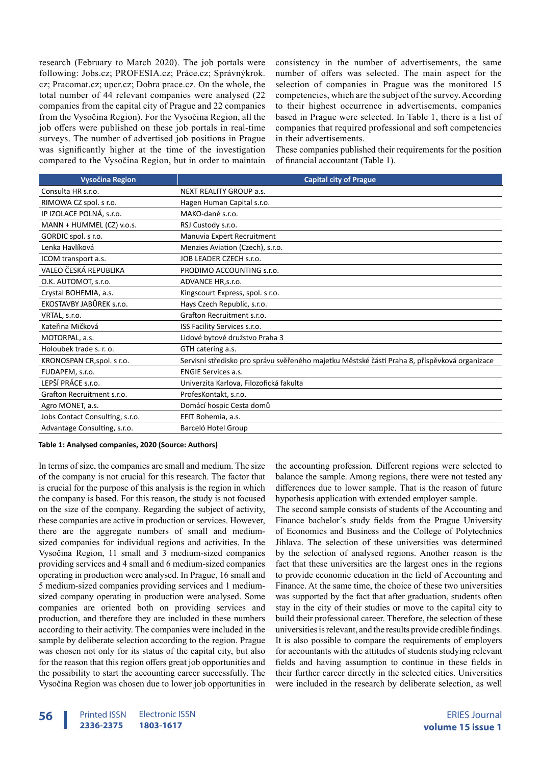research (February to March 2020). The job portals were following: Jobs.cz; PROFESIA.cz; Práce.cz; Správnýkrok.cz; Pracomat.cz; upcr.cz; Dobra prace.cz. On the whole, the total number of 44 relevant companies were analysed (22 companies from the capital city of Prague and 22 companies from the Vysočina Region). For the Vysočina Region, all the job offers were published on these job portals in real-time surveys. The number of advertised job positions in Prague was significantly higher at the time of the investigation compared to the Vysočina Region, but in order to maintain consistency in the number of advertisements, the same number of offers was selected. The main aspect for the selection of companies in Prague was the monitored 15 competencies, which are the subject of the survey. According to their highest occurrence in advertisements, companies based in Prague were selected. In Table 1, there is a list of companies that required professional and soft competencies in their advertisements.

These companies published their requirements for the position of financial accountant (Table 1).

| Vysočina Region | Capital city of Prague |
|---|---|
| Consulta HR s.r.o. | NEXT REALITY GROUP a.s. |
| RIMOWA CZ spol. s r.o. | Hagen Human Capital s.r.o. |
| IP IZOLACE POLNÁ, s.r.o. | MAKO-daně s.r.o. |
| MANN + HUMMEL (CZ) v.o.s. | RSJ Custody s.r.o. |
| GORDIC spol. s r.o. | Manuvia Expert Recruitment |
| Lenka Havlíková | Menzies Aviation (Czech), s.r.o. |
| ICOM transport a.s. | JOB LEADER CZECH s.r.o. |
| VALEO ČESKÁ REPUBLIKA | PRODIMO ACCOUNTING s.r.o. |
| O.K. AUTOMOT, s.r.o. | ADVANCE HR,s.r.o. |
| Crystal BOHEMIA, a.s. | Kingscourt Express, spol. s r.o. |
| EKOSTAVBY JABŮREK s.r.o. | Hays Czech Republic, s.r.o. |
| VRTAL, s.r.o. | Grafton Recruitment s.r.o. |
| Kateřina Mičková | ISS Facility Services s.r.o. |
| MOTORPAL, a.s. | Lidové bytové družstvo Praha 3 |
| Holoubek trade s. r. o. | GTH catering a.s. |
| KRONOSPAN CR,spol. s r.o. | Servisní středisko pro správu svěřeného majetku Městské části Praha 8, příspěvková organizace |
| FUDAPEM, s.r.o. | ENGIE Services a.s. |
| LEPŠÍ PRÁCE s.r.o. | Univerzita Karlova, Filozofická fakulta |
| Grafton Recruitment s.r.o. | ProfesKontakt, s.r.o. |
| Agro MONET, a.s. | Domácí hospic Cesta domů |
| Jobs Contact Consulting, s.r.o. | EFIT Bohemia, a.s. |
| Advantage Consulting, s.r.o. | Barceló Hotel Group |

**Table 1: Analysed companies, 2020 (Source: Authors)**

In terms of size, the companies are small and medium. The size of the company is not crucial for this research. The factor that is crucial for the purpose of this analysis is the region in which the company is based. For this reason, the study is not focused on the size of the company. Regarding the subject of activity, these companies are active in production or services. However, there are the aggregate numbers of small and medium-sized companies for individual regions and activities. In the Vysočina Region, 11 small and 3 medium-sized companies providing services and 4 small and 6 medium-sized companies operating in production were analysed. In Prague, 16 small and 5 medium-sized companies providing services and 1 medium-sized company operating in production were analysed. Some companies are oriented both on providing services and production, and therefore they are included in these numbers according to their activity. The companies were included in the sample by deliberate selection according to the region. Prague was chosen not only for its status of the capital city, but also for the reason that this region offers great job opportunities and the possibility to start the accounting career successfully. The Vysočina Region was chosen due to lower job opportunities in the accounting profession. Different regions were selected to balance the sample. Among regions, there were not tested any differences due to lower sample. That is the reason of future hypothesis application with extended employer sample.

The second sample consists of students of the Accounting and Finance bachelor's study fields from the Prague University of Economics and Business and the College of Polytechnics Jihlava. The selection of these universities was determined by the selection of analysed regions. Another reason is the fact that these universities are the largest ones in the regions to provide economic education in the field of Accounting and Finance. At the same time, the choice of these two universities was supported by the fact that after graduation, students often stay in the city of their studies or move to the capital city to build their professional career. Therefore, the selection of these universities is relevant, and the results provide credible findings. It is also possible to compare the requirements of employers for accountants with the attitudes of students studying relevant fields and having assumption to continue in these fields in their further career directly in the selected cities. Universities were included in the research by deliberate selection, as well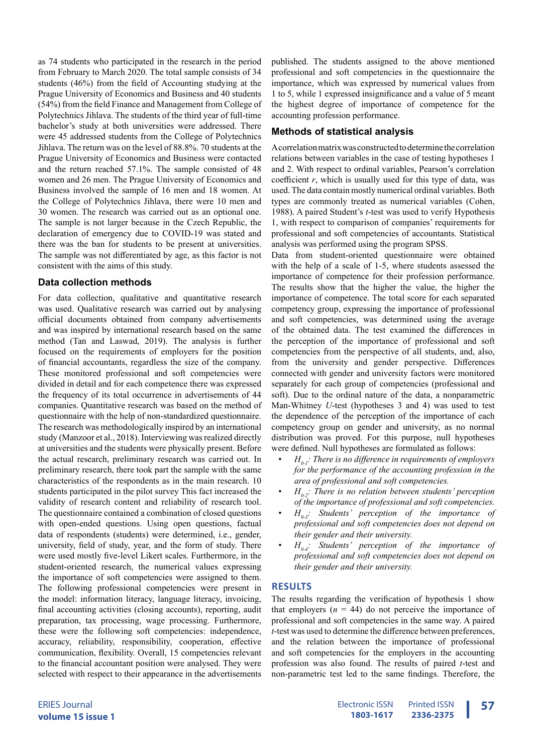as 74 students who participated in the research in the period from February to March 2020. The total sample consists of 34 students (46%) from the field of Accounting studying at the Prague University of Economics and Business and 40 students (54%) from the field Finance and Management from College of Polytechnics Jihlava. The students of the third year of full-time bachelor's study at both universities were addressed. There were 45 addressed students from the College of Polytechnics Jihlava. The return was on the level of 88.8%. 70 students at the Prague University of Economics and Business were contacted and the return reached 57.1%. The sample consisted of 48 women and 26 men. The Prague University of Economics and Business involved the sample of 16 men and 18 women. At the College of Polytechnics Jihlava, there were 10 men and 30 women. The research was carried out as an optional one. The sample is not larger because in the Czech Republic, the declaration of emergency due to COVID-19 was stated and there was the ban for students to be present at universities. The sample was not differentiated by age, as this factor is not consistent with the aims of this study.

### Data collection methods

For data collection, qualitative and quantitative research was used. Qualitative research was carried out by analysing official documents obtained from company advertisements and was inspired by international research based on the same method (Tan and Laswad, 2019). The analysis is further focused on the requirements of employers for the position of financial accountants, regardless the size of the company. These monitored professional and soft competencies were divided in detail and for each competence there was expressed the frequency of its total occurrence in advertisements of 44 companies. Quantitative research was based on the method of questionnaire with the help of non-standardized questionnaire. The research was methodologically inspired by an international study (Manzoor et al., 2018). Interviewing was realized directly at universities and the students were physically present. Before the actual research, preliminary research was carried out. In preliminary research, there took part the sample with the same characteristics of the respondents as in the main research. 10 students participated in the pilot survey This fact increased the validity of research content and reliability of research tool. The questionnaire contained a combination of closed questions with open-ended questions. Using open questions, factual data of respondents (students) were determined, i.e., gender, university, field of study, year, and the form of study. There were used mostly five-level Likert scales. Furthermore, in the student-oriented research, the numerical values expressing the importance of soft competencies were assigned to them. The following professional competencies were present in the model: information literacy, language literacy, invoicing, final accounting activities (closing accounts), reporting, audit preparation, tax processing, wage processing. Furthermore, these were the following soft competencies: independence, accuracy, reliability, responsibility, cooperation, effective communication, flexibility. Overall, 15 competencies relevant to the financial accountant position were analysed. They were selected with respect to their appearance in the advertisements published. The students assigned to the above mentioned professional and soft competencies in the questionnaire the importance, which was expressed by numerical values from 1 to 5, while 1 expressed insignificance and a value of 5 meant the highest degree of importance of competence for the accounting profession performance.

### Methods of statistical analysis

A correlation matrix was constructed to determine the correlation relations between variables in the case of testing hypotheses 1 and 2. With respect to ordinal variables, Pearson's correlation coefficient *r*, which is usually used for this type of data, was used. The data contain mostly numerical ordinal variables. Both types are commonly treated as numerical variables (Cohen, 1988). A paired Student's *t*-test was used to verify Hypothesis 1, with respect to comparison of companies' requirements for professional and soft competencies of accountants. Statistical analysis was performed using the program SPSS.

Data from student-oriented questionnaire were obtained with the help of a scale of 1-5, where students assessed the importance of competence for their profession performance. The results show that the higher the value, the higher the importance of competence. The total score for each separated competency group, expressing the importance of professional and soft competencies, was determined using the average of the obtained data. The test examined the differences in the perception of the importance of professional and soft competencies from the perspective of all students, and, also, from the university and gender perspective. Differences connected with gender and university factors were monitored separately for each group of competencies (professional and soft). Due to the ordinal nature of the data, a nonparametric Man-Whitney *U*-test (hypotheses 3 and 4) was used to test the dependence of the perception of the importance of each competency group on gender and university, as no normal distribution was proved. For this purpose, null hypotheses were defined. Null hypotheses are formulated as follows:

- $H_{0\text{-}1}$: *There is no difference in requirements of employers for the performance of the accounting profession in the area of professional and soft competencies.*
- $H_{0\text{-}2}$: *There is no relation between students' perception of the importance of professional and soft competencies.*
- $H_{0\text{-}3}$: *Students' perception of the importance of professional and soft competencies does not depend on their gender and their university.*
- $H_{0\text{-}4}$: *Students' perception of the importance of professional and soft competencies does not depend on their gender and their university.*

## RESULTS

The results regarding the verification of hypothesis 1 show that employers ($n = 44$) do not perceive the importance of professional and soft competencies in the same way. A paired *t*-test was used to determine the difference between preferences, and the relation between the importance of professional and soft competencies for the employers in the accounting profession was also found. The results of paired *t*-test and non-parametric test led to the same findings. Therefore, the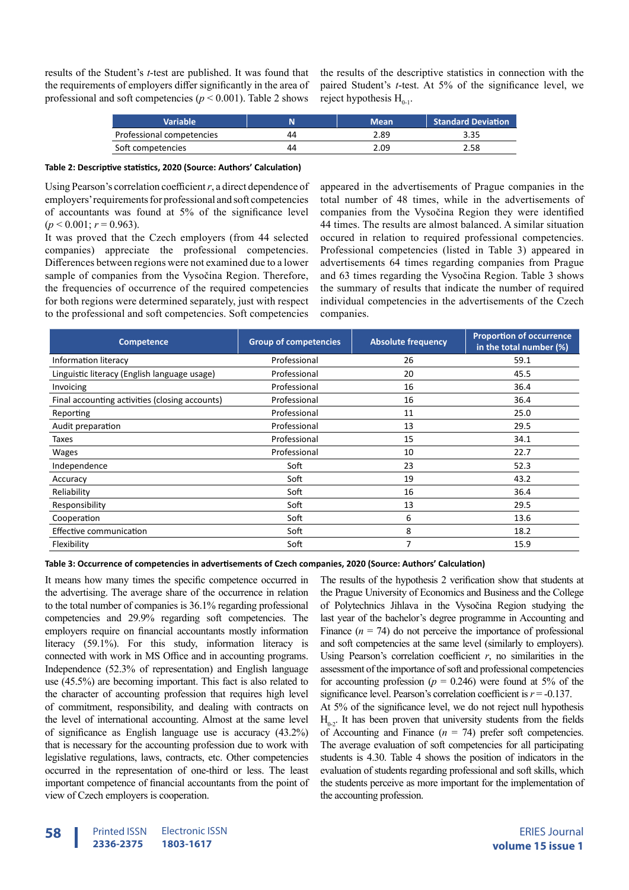results of the Student's $t$-test are published. It was found that the requirements of employers differ significantly in the area of professional and soft competencies ($p < 0.001$). Table 2 shows the results of the descriptive statistics in connection with the paired Student's $t$-test. At 5% of the significance level, we reject hypothesis $H_{0-1}$.

| Variable | N | Mean | Standard Deviation |
|---|---|---|---|
| Professional competencies | 44 | 2.89 | 3.35 |
| Soft competencies | 44 | 2.09 | 2.58 |

**Table 2: Descriptive statistics, 2020 (Source: Authors' Calculation)**

Using Pearson's correlation coefficient $r$, a direct dependence of employers' requirements for professional and soft competencies of accountants was found at 5% of the significance level ($p < 0.001$; $r = 0.963$).

It was proved that the Czech employers (from 44 selected companies) appreciate the professional competencies. Differences between regions were not examined due to a lower sample of companies from the Vysočina Region. Therefore, the frequencies of occurrence of the required competencies for both regions were determined separately, just with respect to the professional and soft competencies. Soft competencies appeared in the advertisements of Prague companies in the total number of 48 times, while in the advertisements of companies from the Vysočina Region they were identified 44 times. The results are almost balanced. A similar situation occured in relation to required professional competencies. Professional competencies (listed in Table 3) appeared in advertisements 64 times regarding companies from Prague and 63 times regarding the Vysočina Region. Table 3 shows the summary of results that indicate the number of required individual competencies in the advertisements of the Czech companies.

| Competence | Group of competencies | Absolute frequency | Proportion of occurrence in the total number (%) |
|---|---|---|---|
| Information literacy | Professional | 26 | 59.1 |
| Linguistic literacy (English language usage) | Professional | 20 | 45.5 |
| Invoicing | Professional | 16 | 36.4 |
| Final accounting activities (closing accounts) | Professional | 16 | 36.4 |
| Reporting | Professional | 11 | 25.0 |
| Audit preparation | Professional | 13 | 29.5 |
| Taxes | Professional | 15 | 34.1 |
| Wages | Professional | 10 | 22.7 |
| Independence | Soft | 23 | 52.3 |
| Accuracy | Soft | 19 | 43.2 |
| Reliability | Soft | 16 | 36.4 |
| Responsibility | Soft | 13 | 29.5 |
| Cooperation | Soft | 6 | 13.6 |
| Effective communication | Soft | 8 | 18.2 |
| Flexibility | Soft | 7 | 15.9 |

**Table 3: Occurrence of competencies in advertisements of Czech companies, 2020 (Source: Authors' Calculation)**

It means how many times the specific competence occurred in the advertising. The average share of the occurrence in relation to the total number of companies is 36.1% regarding professional competencies and 29.9% regarding soft competencies. The employers require on financial accountants mostly information literacy (59.1%). For this study, information literacy is connected with work in MS Office and in accounting programs. Independence (52.3% of representation) and English language use (45.5%) are becoming important. This fact is also related to the character of accounting profession that requires high level of commitment, responsibility, and dealing with contracts on the level of international accounting. Almost at the same level of significance as English language use is accuracy (43.2%) that is necessary for the accounting profession due to work with legislative regulations, laws, contracts, etc. Other competencies occurred in the representation of one-third or less. The least important competence of financial accountants from the point of view of Czech employers is cooperation.

The results of the hypothesis 2 verification show that students at the Prague University of Economics and Business and the College of Polytechnics Jihlava in the Vysočina Region studying the last year of the bachelor's degree programme in Accounting and Finance ($n = 74$) do not perceive the importance of professional and soft competencies at the same level (similarly to employers). Using Pearson's correlation coefficient $r$, no similarities in the assessment of the importance of soft and professional competencies for accounting profession ($p = 0.246$) were found at 5% of the significance level. Pearson's correlation coefficient is $r = -0.137$.

At 5% of the significance level, we do not reject null hypothesis $H_{0-2}$. It has been proven that university students from the fields of Accounting and Finance ($n = 74$) prefer soft competencies. The average evaluation of soft competencies for all participating students is 4.30. Table 4 shows the position of indicators in the evaluation of students regarding professional and soft skills, which the students perceive as more important for the implementation of the accounting profession.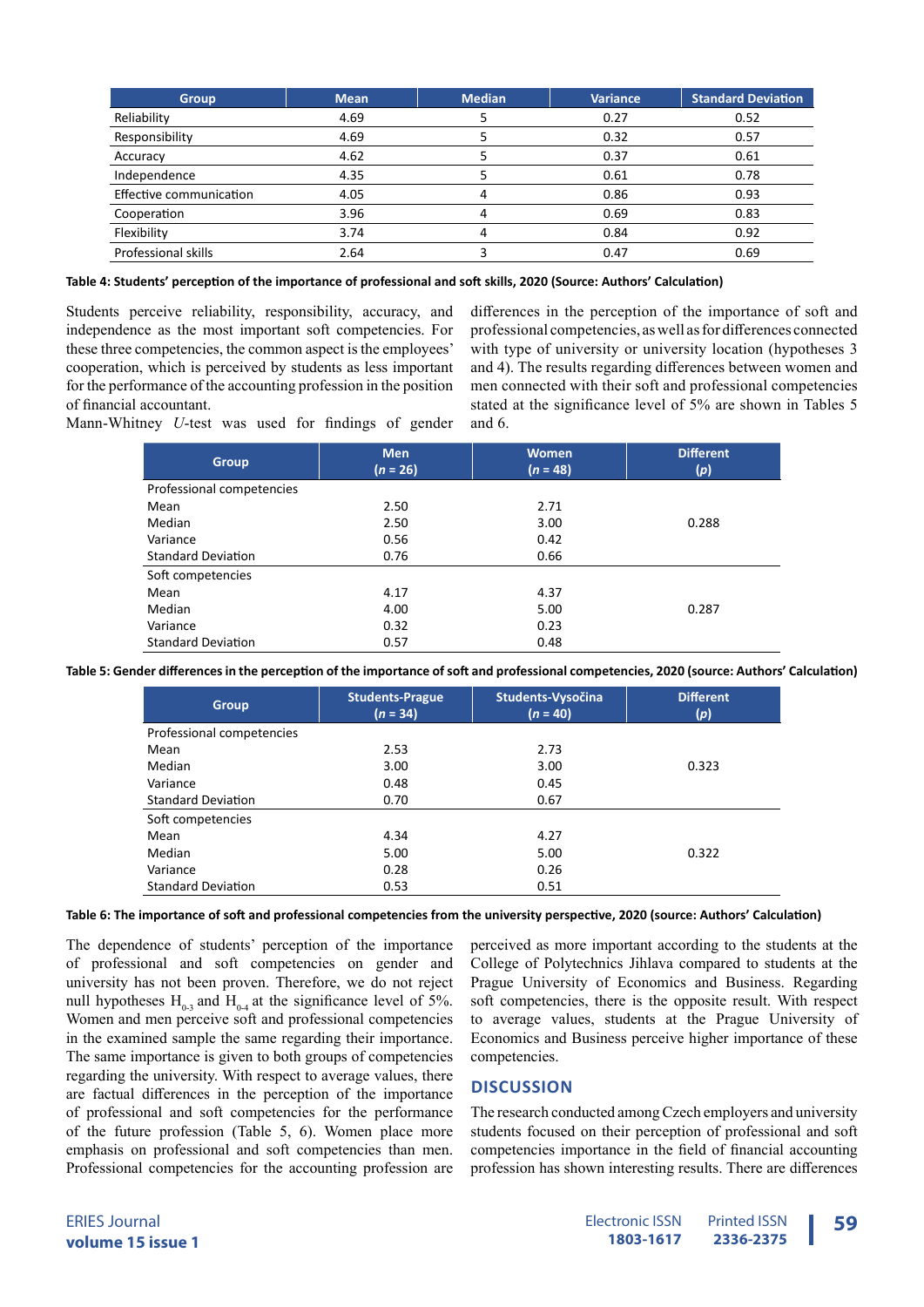| Group | Mean | Median | Variance | Standard Deviation |
|---|---|---|---|---|
| Reliability | 4.69 | 5 | 0.27 | 0.52 |
| Responsibility | 4.69 | 5 | 0.32 | 0.57 |
| Accuracy | 4.62 | 5 | 0.37 | 0.61 |
| Independence | 4.35 | 5 | 0.61 | 0.78 |
| Effective communication | 4.05 | 4 | 0.86 | 0.93 |
| Cooperation | 3.96 | 4 | 0.69 | 0.83 |
| Flexibility | 3.74 | 4 | 0.84 | 0.92 |
| Professional skills | 2.64 | 3 | 0.47 | 0.69 |

**Table 4: Students' perception of the importance of professional and soft skills, 2020 (Source: Authors' Calculation)**

Students perceive reliability, responsibility, accuracy, and independence as the most important soft competencies. For these three competencies, the common aspect is the employees' cooperation, which is perceived by students as less important for the performance of the accounting profession in the position of financial accountant.

Mann-Whitney *U*-test was used for findings of gender differences in the perception of the importance of soft and professional competencies, as well as for differences connected with type of university or university location (hypotheses 3 and 4). The results regarding differences between women and men connected with their soft and professional competencies stated at the significance level of 5% are shown in Tables 5 and 6.

| Group | Men ($n$ = 26) | Women ($n$ = 48) | Different ($p$) |
|---|---|---|---|
| Professional competencies | | | |
| Mean | 2.50 | 2.71 | |
| Median | 2.50 | 3.00 | 0.288 |
| Variance | 0.56 | 0.42 | |
| Standard Deviation | 0.76 | 0.66 | |
| Soft competencies | | | |
| Mean | 4.17 | 4.37 | |
| Median | 4.00 | 5.00 | 0.287 |
| Variance | 0.32 | 0.23 | |
| Standard Deviation | 0.57 | 0.48 | |

**Table 5: Gender differences in the perception of the importance of soft and professional competencies, 2020 (source: Authors' Calculation)**

| Group | Students-Prague ($n$ = 34) | Students-Vysočina ($n$ = 40) | Different ($p$) |
|---|---|---|---|
| Professional competencies | | | |
| Mean | 2.53 | 2.73 | |
| Median | 3.00 | 3.00 | 0.323 |
| Variance | 0.48 | 0.45 | |
| Standard Deviation | 0.70 | 0.67 | |
| Soft competencies | | | |
| Mean | 4.34 | 4.27 | |
| Median | 5.00 | 5.00 | 0.322 |
| Variance | 0.28 | 0.26 | |
| Standard Deviation | 0.53 | 0.51 | |

**Table 6: The importance of soft and professional competencies from the university perspective, 2020 (source: Authors' Calculation)**

The dependence of students' perception of the importance of professional and soft competencies on gender and university has not been proven. Therefore, we do not reject null hypotheses $H_{0\text{-}3}$ and $H_{0\text{-}4}$ at the significance level of 5%. Women and men perceive soft and professional competencies in the examined sample the same regarding their importance. The same importance is given to both groups of competencies regarding the university. With respect to average values, there are factual differences in the perception of the importance of professional and soft competencies for the performance of the future profession (Table 5, 6). Women place more emphasis on professional and soft competencies than men. Professional competencies for the accounting profession are perceived as more important according to the students at the College of Polytechnics Jihlava compared to students at the Prague University of Economics and Business. Regarding soft competencies, there is the opposite result. With respect to average values, students at the Prague University of Economics and Business perceive higher importance of these competencies.

## DISCUSSION

The research conducted among Czech employers and university students focused on their perception of professional and soft competencies importance in the field of financial accounting profession has shown interesting results. There are differences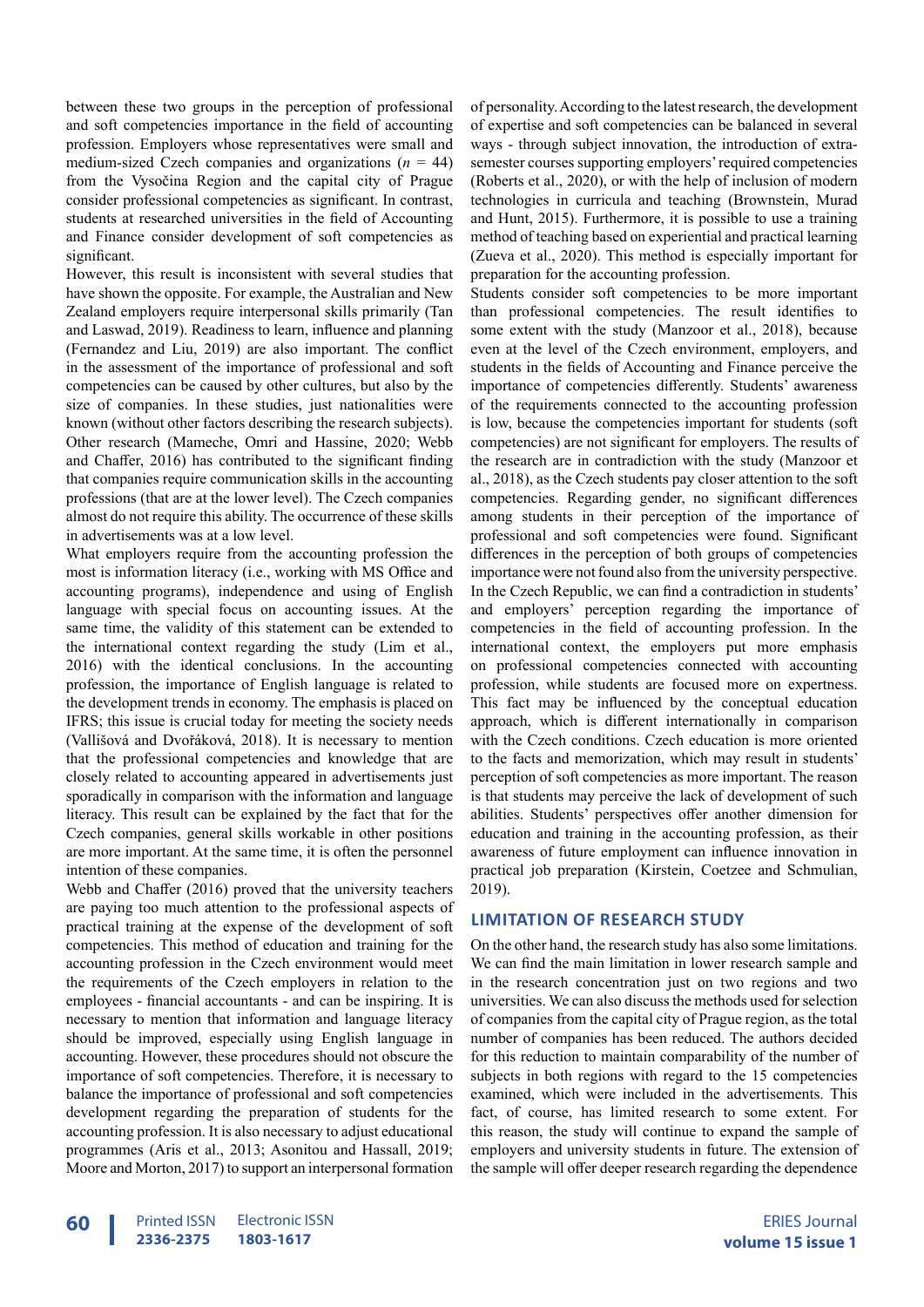between these two groups in the perception of professional and soft competencies importance in the field of accounting profession. Employers whose representatives were small and medium-sized Czech companies and organizations ($n$ = 44) from the Vysočina Region and the capital city of Prague consider professional competencies as significant. In contrast, students at researched universities in the field of Accounting and Finance consider development of soft competencies as significant.

However, this result is inconsistent with several studies that have shown the opposite. For example, the Australian and New Zealand employers require interpersonal skills primarily (Tan and Laswad, 2019). Readiness to learn, influence and planning (Fernandez and Liu, 2019) are also important. The conflict in the assessment of the importance of professional and soft competencies can be caused by other cultures, but also by the size of companies. In these studies, just nationalities were known (without other factors describing the research subjects). Other research (Mameche, Omri and Hassine, 2020; Webb and Chaffer, 2016) has contributed to the significant finding that companies require communication skills in the accounting professions (that are at the lower level). The Czech companies almost do not require this ability. The occurrence of these skills in advertisements was at a low level.

What employers require from the accounting profession the most is information literacy (i.e., working with MS Office and accounting programs), independence and using of English language with special focus on accounting issues. At the same time, the validity of this statement can be extended to the international context regarding the study (Lim et al., 2016) with the identical conclusions. In the accounting profession, the importance of English language is related to the development trends in economy. The emphasis is placed on IFRS; this issue is crucial today for meeting the society needs (Vallišová and Dvořáková, 2018). It is necessary to mention that the professional competencies and knowledge that are closely related to accounting appeared in advertisements just sporadically in comparison with the information and language literacy. This result can be explained by the fact that for the Czech companies, general skills workable in other positions are more important. At the same time, it is often the personnel intention of these companies.

Webb and Chaffer (2016) proved that the university teachers are paying too much attention to the professional aspects of practical training at the expense of the development of soft competencies. This method of education and training for the accounting profession in the Czech environment would meet the requirements of the Czech employers in relation to the employees - financial accountants - and can be inspiring. It is necessary to mention that information and language literacy should be improved, especially using English language in accounting. However, these procedures should not obscure the importance of soft competencies. Therefore, it is necessary to balance the importance of professional and soft competencies development regarding the preparation of students for the accounting profession. It is also necessary to adjust educational programmes (Aris et al., 2013; Asonitou and Hassall, 2019; Moore and Morton, 2017) to support an interpersonal formation of personality. According to the latest research, the development of expertise and soft competencies can be balanced in several ways - through subject innovation, the introduction of extra-semester courses supporting employers' required competencies (Roberts et al., 2020), or with the help of inclusion of modern technologies in curricula and teaching (Brownstein, Murad and Hunt, 2015). Furthermore, it is possible to use a training method of teaching based on experiential and practical learning (Zueva et al., 2020). This method is especially important for preparation for the accounting profession.

Students consider soft competencies to be more important than professional competencies. The result identifies to some extent with the study (Manzoor et al., 2018), because even at the level of the Czech environment, employers, and students in the fields of Accounting and Finance perceive the importance of competencies differently. Students' awareness of the requirements connected to the accounting profession is low, because the competencies important for students (soft competencies) are not significant for employers. The results of the research are in contradiction with the study (Manzoor et al., 2018), as the Czech students pay closer attention to the soft competencies. Regarding gender, no significant differences among students in their perception of the importance of professional and soft competencies were found. Significant differences in the perception of both groups of competencies importance were not found also from the university perspective. In the Czech Republic, we can find a contradiction in students' and employers' perception regarding the importance of competencies in the field of accounting profession. In the international context, the employers put more emphasis on professional competencies connected with accounting profession, while students are focused more on expertise. This fact may be influenced by the conceptual education approach, which is different internationally in comparison with the Czech conditions. Czech education is more oriented to the facts and memorization, which may result in students' perception of soft competencies as more important. The reason is that students may perceive the lack of development of such abilities. Students' perspectives offer another dimension for education and training in the accounting profession, as their awareness of future employment can influence innovation in practical job preparation (Kirstein, Coetzee and Schmulian, 2019).

## LIMITATION OF RESEARCH STUDY

On the other hand, the research study has also some limitations. We can find the main limitation in lower research sample and in the research concentration just on two regions and two universities. We can also discuss the methods used for selection of companies from the capital city of Prague region, as the total number of companies has been reduced. The authors decided for this reduction to maintain comparability of the number of subjects in both regions with regard to the 15 competencies examined, which were included in the advertisements. This fact, of course, has limited research to some extent. For this reason, the study will continue to expand the sample of employers and university students in future. The extension of the sample will offer deeper research regarding the dependence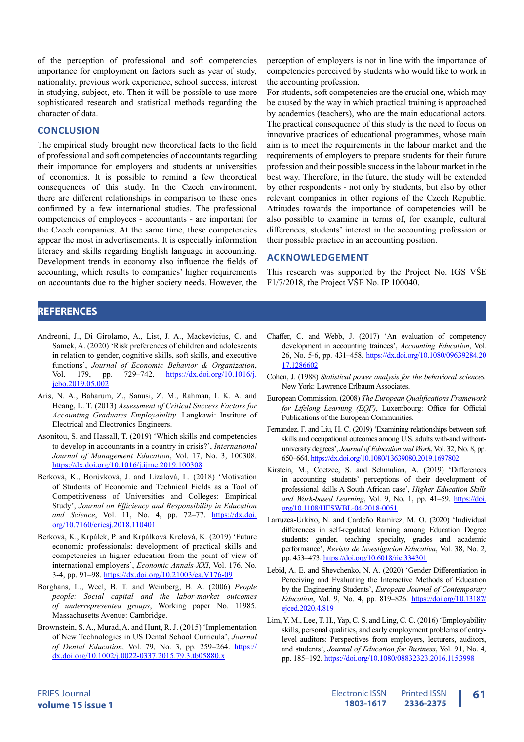of the perception of professional and soft competencies importance for employment on factors such as year of study, nationality, previous work experience, school success, interest in studying, subject, etc. Then it will be possible to use more sophisticated research and statistical methods regarding the character of data.

## CONCLUSION

The empirical study brought new theoretical facts to the field of professional and soft competencies of accountants regarding their importance for employers and students at universities of economics. It is possible to remind a few theoretical consequences of this study. In the Czech environment, there are different relationships in comparison to these ones confirmed by a few international studies. The professional competencies of employees - accountants - are important for the Czech companies. At the same time, these competencies appear the most in advertisements. It is especially information literacy and skills regarding English language in accounting. Development trends in economy also influence the fields of accounting, which results to companies' higher requirements on accountants due to the higher society needs. However, the perception of employers is not in line with the importance of competencies perceived by students who would like to work in the accounting profession.

For students, soft competencies are the crucial one, which may be caused by the way in which practical training is approached by academics (teachers), who are the main educational actors. The practical consequence of this study is the need to focus on innovative practices of educational programmes, whose main aim is to meet the requirements in the labour market and the requirements of employers to prepare students for their future profession and their possible success in the labour market in the best way. Therefore, in the future, the study will be extended by other respondents - not only by students, but also by other relevant companies in other regions of the Czech Republic. Attitudes towards the importance of competencies will be also possible to examine in terms of, for example, cultural differences, students' interest in the accounting profession or their possible practice in an accounting position.

## ACKNOWLEDGEMENT

This research was supported by the Project No. IGS VŠE F1/7/2018, the Project VŠE No. IP 100040.

## REFERENCES

Andreoni, J., Di Girolamo, A., List, J. A., Mackevicius, C. and Samek, A. (2020) 'Risk preferences of children and adolescents in relation to gender, cognitive skills, soft skills, and executive functions', *Journal of Economic Behavior & Organization*, Vol. 179, pp. 729–742. https://dx.doi.org/10.1016/j.jebo.2019.05.002

Aris, N. A., Baharum, Z., Sanusi, Z. M., Rahman, I. K. A. and Heang, L. T. (2013) *Assessment of Critical Success Factors for Accounting Graduates Employability*. Langkawi: Institute of Electrical and Electronics Engineers.

Asonitou, S. and Hassall, T. (2019) 'Which skills and competencies to develop in accountants in a country in crisis?', *International Journal of Management Education*, Vol. 17, No. 3, 100308. https://dx.doi.org/10.1016/j.ijme.2019.100308

Berková, K., Borůvková, J. and Lízalová, L. (2018) 'Motivation of Students of Economic and Technical Fields as a Tool of Competitiveness of Universities and Colleges: Empirical Study', *Journal on Efficiency and Responsibility in Education and Science*, Vol. 11, No. 4, pp. 72–77. https://dx.doi.org/10.7160/eriesj.2018.110401

Berková, K., Krpálek, P. and Krpálková Krelová, K. (2019) 'Future economic professionals: development of practical skills and competencies in higher education from the point of view of international employers', *Economic Annals-XXI*, Vol. 176, No. 3-4, pp. 91–98. https://dx.doi.org/10.21003/ea.V176-09

Borghans, L., Weel, B. T. and Weinberg, B. A. (2006) *People people: Social capital and the labor-market outcomes of underrepresented groups*, Working paper No. 11985. Massachusetts Avenue: Cambridge.

Brownstein, S. A., Murad, A. and Hunt, R. J. (2015) 'Implementation of New Technologies in US Dental School Curricula', *Journal of Dental Education*, Vol. 79, No. 3, pp. 259–264. https://dx.doi.org/10.1002/j.0022-0337.2015.79.3.tb05880.x

Chaffer, C. and Webb, J. (2017) 'An evaluation of competency development in accounting trainees', *Accounting Education*, Vol. 26, No. 5-6, pp. 431–458. https://dx.doi.org/10.1080/09639284.2017.1286602

Cohen, J. (1988) *Statistical power analysis for the behavioral sciences*. New York: Lawrence Erlbaum Associates.

European Commission. (2008) *The European Qualifications Framework for Lifelong Learning (EQF)*, Luxembourg: Office for Official Publications of the European Communities.

Fernandez, F. and Liu, H. C. (2019) 'Examining relationships between soft skills and occupational outcomes among U.S. adults with-and without-university degrees', *Journal of Education and Work*, Vol. 32, No. 8, pp. 650–664. https://dx.doi.org/10.1080/13639080.2019.1697802

Kirstein, M., Coetzee, S. and Schmulian, A. (2019) 'Differences in accounting students' perceptions of their development of professional skills A South African case', *Higher Education Skills and Work-based Learning*, Vol. 9, No. 1, pp. 41–59. https://doi.org/10.1108/HESWBL-04-2018-0051

Larruzea-Urkixo, N. and Cardeño Ramírez, M. O. (2020) 'Individual differences in self-regulated learning among Education Degree students: gender, teaching specialty, grades and academic performance', *Revista de Investigacion Educativa*, Vol. 38, No. 2, pp. 453–473. https://doi.org/10.6018/rie.334301

Lebid, A. E. and Shevchenko, N. A. (2020) 'Gender Differentiation in Perceiving and Evaluating the Interactive Methods of Education by the Engineering Students', *European Journal of Contemporary Education*, Vol. 9, No. 4, pp. 819–826. https://doi.org/10.13187/ejced.2020.4.819

Lim, Y. M., Lee, T. H., Yap, C. S. and Ling, C. C. (2016) 'Employability skills, personal qualities, and early employment problems of entry-level auditors: Perspectives from employers, lecturers, auditors, and students', *Journal of Education for Business*, Vol. 91, No. 4, pp. 185–192. https://doi.org/10.1080/08832323.2016.1153998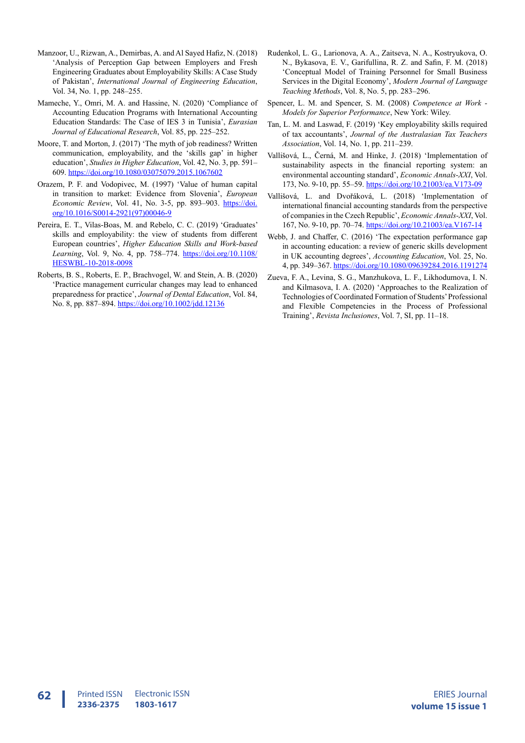Manzoor, U., Rizwan, A., Demirbas, A. and Al Sayed Hafiz, N. (2018) 'Analysis of Perception Gap between Employers and Fresh Engineering Graduates about Employability Skills: A Case Study of Pakistan', *International Journal of Engineering Education*, Vol. 34, No. 1, pp. 248–255.

Mameche, Y., Omri, M. A. and Hassine, N. (2020) 'Compliance of Accounting Education Programs with International Accounting Education Standards: The Case of IES 3 in Tunisia', *Eurasian Journal of Educational Research*, Vol. 85, pp. 225–252.

Moore, T. and Morton, J. (2017) 'The myth of job readiness? Written communication, employability, and the 'skills gap' in higher education', *Studies in Higher Education*, Vol. 42, No. 3, pp. 591–609. https://doi.org/10.1080/03075079.2015.1067602

Orazem, P. F. and Vodopivec, M. (1997) 'Value of human capital in transition to market: Evidence from Slovenia', *European Economic Review*, Vol. 41, No. 3-5, pp. 893–903. https://doi.org/10.1016/S0014-2921(97)00046-9

Pereira, E. T., Vilas-Boas, M. and Rebelo, C. C. (2019) 'Graduates' skills and employability: the view of students from different European countries', *Higher Education Skills and Work-based Learning*, Vol. 9, No. 4, pp. 758–774. https://doi.org/10.1108/HESWBL-10-2018-0098

Roberts, B. S., Roberts, E. P., Brachvogel, W. and Stein, A. B. (2020) 'Practice management curricular changes may lead to enhanced preparedness for practice', *Journal of Dental Education*, Vol. 84, No. 8, pp. 887–894. https://doi.org/10.1002/jdd.12136

Rudenkol, L. G., Larionova, A. A., Zaitseva, N. A., Kostryukova, O. N., Bykasova, E. V., Garifullina, R. Z. and Safin, F. M. (2018) 'Conceptual Model of Training Personnel for Small Business Services in the Digital Economy', *Modern Journal of Language Teaching Methods*, Vol. 8, No. 5, pp. 283–296.

Spencer, L. M. and Spencer, S. M. (2008) *Competence at Work - Models for Superior Performance*, New York: Wiley.

Tan, L. M. and Laswad, F. (2019) 'Key employability skills required of tax accountants', *Journal of the Australasian Tax Teachers Association*, Vol. 14, No. 1, pp. 211–239.

Vallišová, L., Černá, M. and Hinke, J. (2018) 'Implementation of sustainability aspects in the financial reporting system: an environmental accounting standard', *Economic Annals-XXI*, Vol. 173, No. 9-10, pp. 55–59. https://doi.org/10.21003/ea.V173-09

Vallišová, L. and Dvořáková, L. (2018) 'Implementation of international financial accounting standards from the perspective of companies in the Czech Republic', *Economic Annals-XXI*, Vol. 167, No. 9-10, pp. 70–74. https://doi.org/10.21003/ea.V167-14

Webb, J. and Chaffer, C. (2016) 'The expectation performance gap in accounting education: a review of generic skills development in UK accounting degrees', *Accounting Education*, Vol. 25, No. 4, pp. 349–367. https://doi.org/10.1080/09639284.2016.1191274

Zueva, F. A., Levina, S. G., Manzhukova, L. F., Likhodumova, I. N. and Kilmasova, I. A. (2020) 'Approaches to the Realization of Technologies of Coordinated Formation of Students' Professional and Flexible Competencies in the Process of Professional Training', *Revista Inclusiones*, Vol. 7, SI, pp. 11–18.